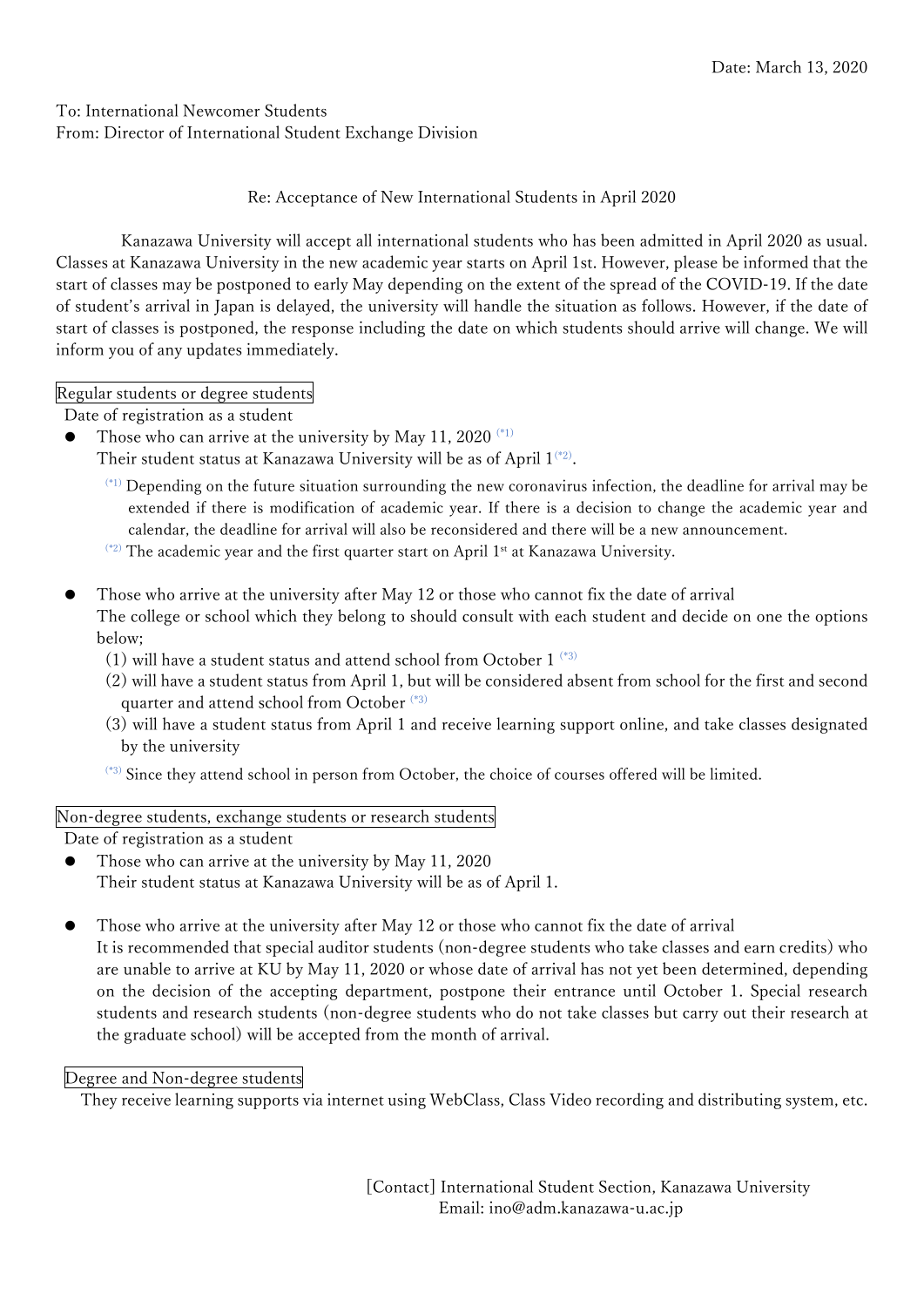Date: March 13, 2020

To: International Newcomer Students
From: Director of International Student Exchange Division

Re: Acceptance of New International Students in April 2020

Kanazawa University will accept all international students who has been admitted in April 2020 as usual. Classes at Kanazawa University in the new academic year starts on April 1st. However, please be informed that the start of classes may be postponed to early May depending on the extent of the spread of the COVID-19. If the date of student's arrival in Japan is delayed, the university will handle the situation as follows. However, if the date of start of classes is postponed, the response including the date on which students should arrive will change. We will inform you of any updates immediately.

**Regular students or degree students**

Date of registration as a student

- Those who can arrive at the university by May 11, 2020 [*1]
  Their student status at Kanazawa University will be as of April 1[*2].

  [*1] Depending on the future situation surrounding the new coronavirus infection, the deadline for arrival may be extended if there is modification of academic year. If there is a decision to change the academic year and calendar, the deadline for arrival will also be reconsidered and there will be a new announcement.

  [*2] The academic year and the first quarter start on April 1st at Kanazawa University.

- Those who arrive at the university after May 12 or those who cannot fix the date of arrival
  The college or school which they belong to should consult with each student and decide on one the options below;
  (1) will have a student status and attend school from October 1 [*3]
  (2) will have a student status from April 1, but will be considered absent from school for the first and second quarter and attend school from October [*3]
  (3) will have a student status from April 1 and receive learning support online, and take classes designated by the university

  [*3] Since they attend school in person from October, the choice of courses offered will be limited.

**Non-degree students, exchange students or research students**

Date of registration as a student

- Those who can arrive at the university by May 11, 2020
  Their student status at Kanazawa University will be as of April 1.

- Those who arrive at the university after May 12 or those who cannot fix the date of arrival
  It is recommended that special auditor students (non-degree students who take classes and earn credits) who are unable to arrive at KU by May 11, 2020 or whose date of arrival has not yet been determined, depending on the decision of the accepting department, postpone their entrance until October 1. Special research students and research students (non-degree students who do not take classes but carry out their research at the graduate school) will be accepted from the month of arrival.

**Degree and Non-degree students**

They receive learning supports via internet using WebClass, Class Video recording and distributing system, etc.

[Contact] International Student Section, Kanazawa University
Email: ino@adm.kanazawa-u.ac.jp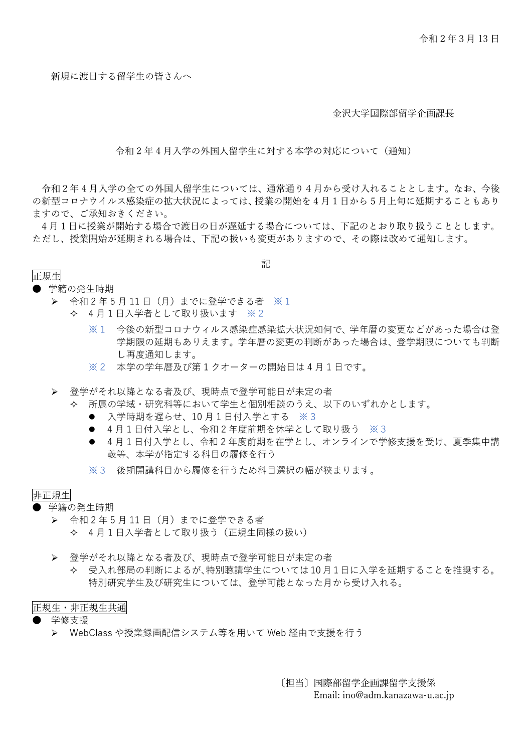令和２年３月 13 日

新規に渡日する留学生の皆さんへ

金沢大学国際部留学企画課長

令和２年４月入学の外国人留学生に対する本学の対応について（通知）

令和２年４月入学の全ての外国人留学生については、通常通り４月から受け入れることとします。なお、今後の新型コロナウイルス感染症の拡大状況によっては、授業の開始を４月１日から５月上旬に延期することもありますので、ご承知おきください。

４月１日に授業が開始する場合で渡日の日が遅延する場合については、下記のとおり取り扱うこととします。ただし、授業開始が延期される場合は、下記の扱いも変更がありますので、その際は改めて通知します。

記

**正規生**

- 学籍の発生時期
  - 令和２年５月 11 日（月）までに登学できる者　※１
    - ４月１日入学者として取り扱います　※２

      ※１　今後の新型コロナウィルス感染症感染拡大状況如何で、学年暦の変更などがあった場合は登学期限の延期もありえます。学年暦の変更の判断があった場合は、登学期限についても判断し再度通知します。

      ※２　本学の学年暦及び第１クオーターの開始日は４月１日です。

  - 登学がそれ以降となる者及び、現時点で登学可能日が未定の者
    - 所属の学域・研究科等において学生と個別相談のうえ、以下のいずれかとします。
      - 入学時期を遅らせ、10 月１日付入学とする　※３
      - ４月１日付入学とし、令和２年度前期を休学として取り扱う　※３
      - ４月１日付入学とし、令和２年度前期を在学とし、オンラインで学修支援を受け、夏季集中講義等、本学が指定する科目の履修を行う

      ※３　後期開講科目から履修を行うため科目選択の幅が狭まります。

**非正規生**

- 学籍の発生時期
  - 令和２年５月 11 日（月）までに登学できる者
    - ４月１日入学者として取り扱う（正規生同様の扱い）
  - 登学がそれ以降となる者及び、現時点で登学可能日が未定の者
    - 受入れ部局の判断によるが、特別聴講学生については 10 月１日に入学を延期することを推奨する。特別研究学生及び研究生については、登学可能となった月から受け入れる。

**正規生・非正規生共通**

- 学修支援
  - WebClass や授業録画配信システム等を用いて Web 経由で支援を行う

〔担当〕国際部留学企画課留学支援係
Email: ino@adm.kanazawa-u.ac.jp